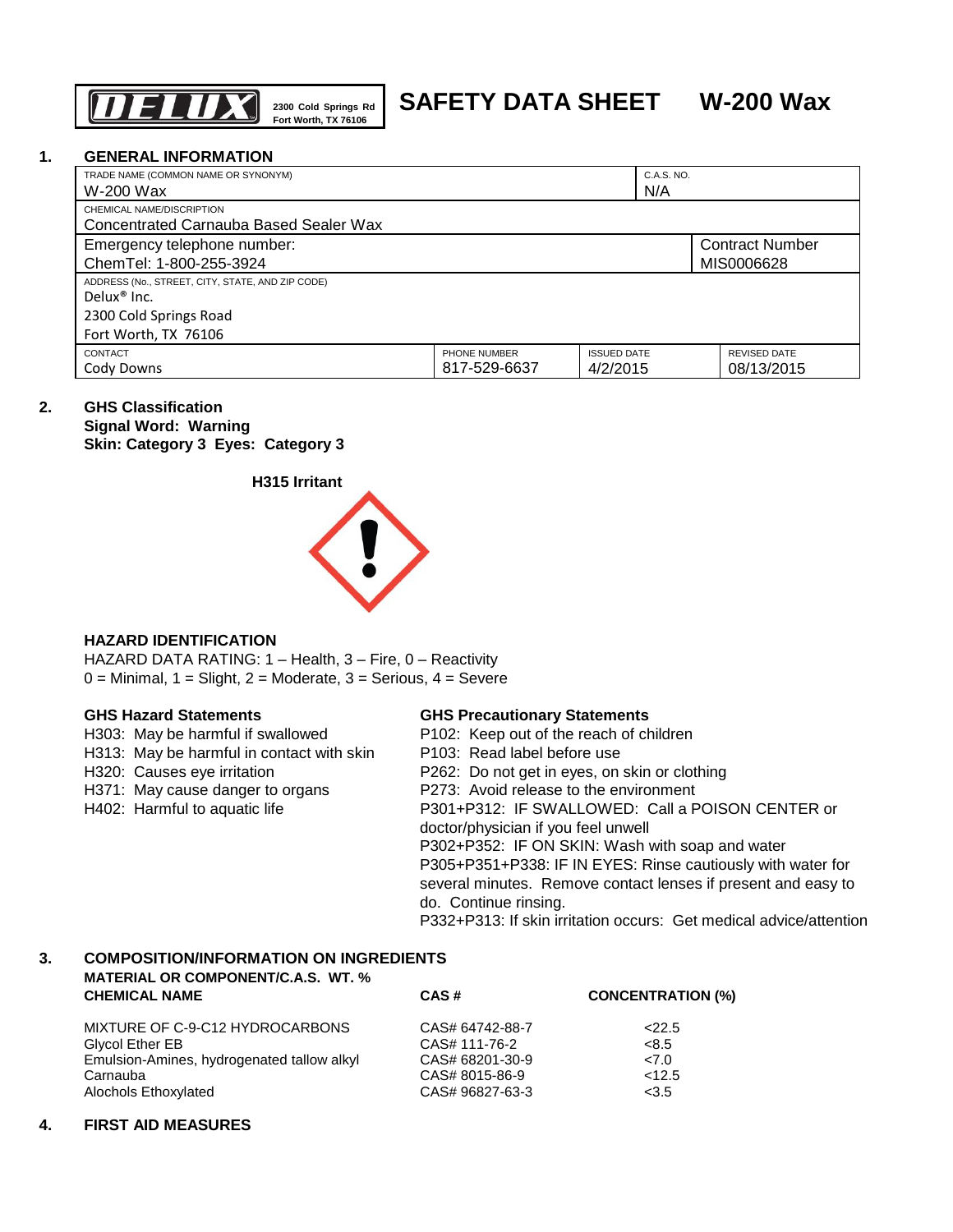DELUX 2300 Cold Springs Rd Fort Worth, TX 76106

# SAFETY DATA SHEET W-200 Wax

## 1. GENERAL INFORMATION

| TRADE NAME (COMMON NAME OR SYNONYM) | | | C.A.S. NO. | |
|---|---|---|---|---|
| W-200 Wax | | | N/A | |
| CHEMICAL NAME/DISCRIPTION | | | | |
| Concentrated Carnauba Based Sealer Wax | | | | |
| Emergency telephone number: ChemTel: 1-800-255-3924 | | | | Contract Number MIS0006628 |
| ADDRESS (No., STREET, CITY, STATE, AND ZIP CODE) Delux® Inc. 2300 Cold Springs Road Fort Worth, TX 76106 | | | | |
| CONTACT | PHONE NUMBER | ISSUED DATE | | REVISED DATE |
| Cody Downs | 817-529-6637 | 4/2/2015 | | 08/13/2015 |

## 2. GHS Classification

**Signal Word: Warning**
**Skin: Category 3 Eyes: Category 3**

**H315 Irritant**

### HAZARD IDENTIFICATION

HAZARD DATA RATING: 1 – Health, 3 – Fire, 0 – Reactivity
0 = Minimal, 1 = Slight, 2 = Moderate, 3 = Serious, 4 = Severe

**GHS Hazard Statements**

H303: May be harmful if swallowed
H313: May be harmful in contact with skin
H320: Causes eye irritation
H371: May cause danger to organs
H402: Harmful to aquatic life

**GHS Precautionary Statements**

P102: Keep out of the reach of children
P103: Read label before use
P262: Do not get in eyes, on skin or clothing
P273: Avoid release to the environment
P301+P312: IF SWALLOWED: Call a POISON CENTER or doctor/physician if you feel unwell
P302+P352: IF ON SKIN: Wash with soap and water
P305+P351+P338: IF IN EYES: Rinse cautiously with water for several minutes. Remove contact lenses if present and easy to do. Continue rinsing.
P332+P313: If skin irritation occurs: Get medical advice/attention

## 3. COMPOSITION/INFORMATION ON INGREDIENTS

**MATERIAL OR COMPONENT/C.A.S. WT. %**

| CHEMICAL NAME | CAS # | CONCENTRATION (%) |
|---|---|---|
| MIXTURE OF C-9-C12 HYDROCARBONS | CAS# 64742-88-7 | <22.5 |
| Glycol Ether EB | CAS# 111-76-2 | <8.5 |
| Emulsion-Amines, hydrogenated tallow alkyl | CAS# 68201-30-9 | <7.0 |
| Carnauba | CAS# 8015-86-9 | <12.5 |
| Alochols Ethoxylated | CAS# 96827-63-3 | <3.5 |

## 4. FIRST AID MEASURES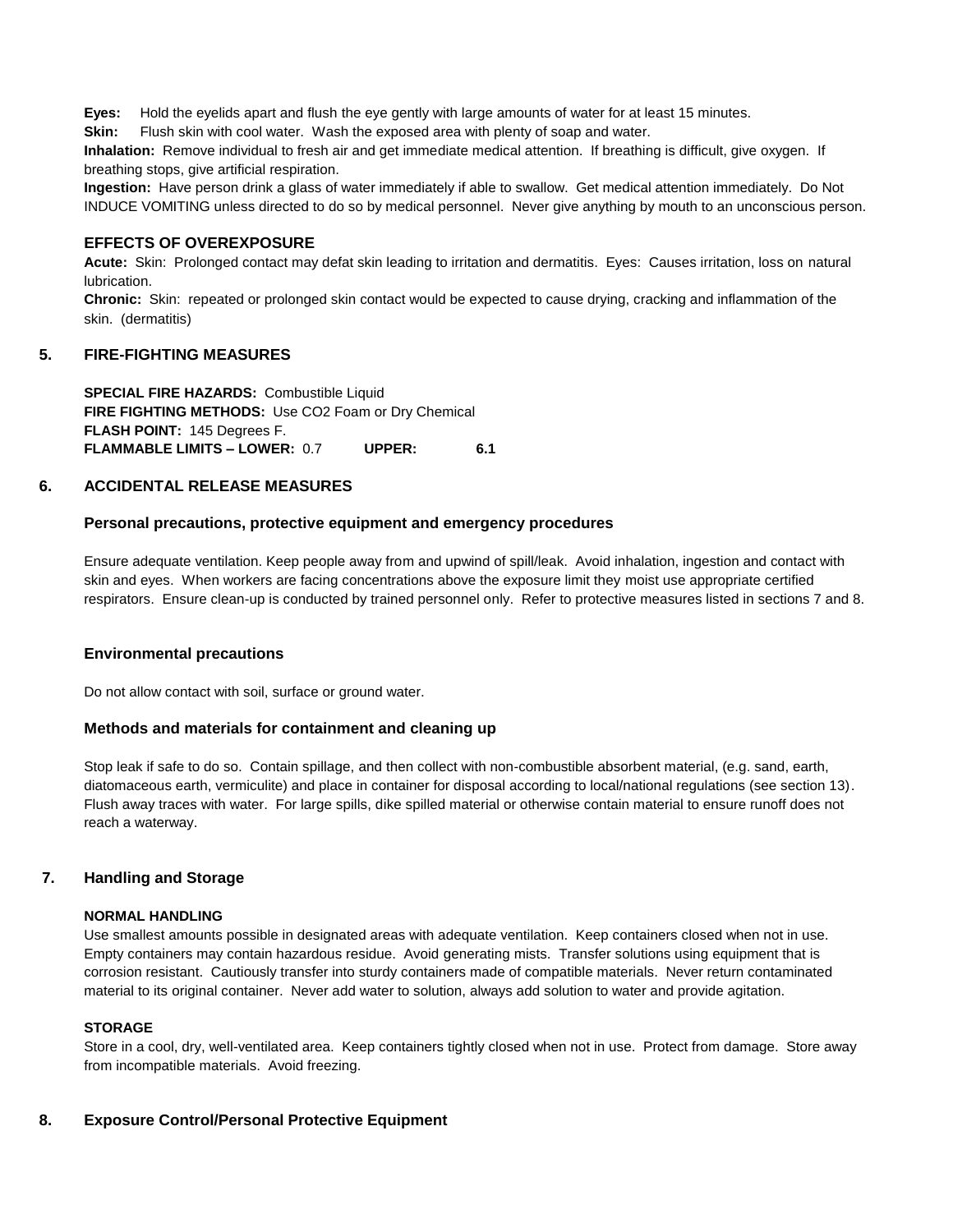**Eyes:** Hold the eyelids apart and flush the eye gently with large amounts of water for at least 15 minutes.

**Skin:** Flush skin with cool water. Wash the exposed area with plenty of soap and water.

**Inhalation:** Remove individual to fresh air and get immediate medical attention. If breathing is difficult, give oxygen. If breathing stops, give artificial respiration.

**Ingestion:** Have person drink a glass of water immediately if able to swallow. Get medical attention immediately. Do Not INDUCE VOMITING unless directed to do so by medical personnel. Never give anything by mouth to an unconscious person.

### EFFECTS OF OVEREXPOSURE

**Acute:** Skin: Prolonged contact may defat skin leading to irritation and dermatitis. Eyes: Causes irritation, loss on natural lubrication.

**Chronic:** Skin: repeated or prolonged skin contact would be expected to cause drying, cracking and inflammation of the skin. (dermatitis)

## 5. FIRE-FIGHTING MEASURES

**SPECIAL FIRE HAZARDS:** Combustible Liquid
**FIRE FIGHTING METHODS:** Use CO2 Foam or Dry Chemical
**FLASH POINT:** 145 Degrees F.
**FLAMMABLE LIMITS – LOWER:** 0.7 **UPPER:** **6.1**

## 6. ACCIDENTAL RELEASE MEASURES

### Personal precautions, protective equipment and emergency procedures

Ensure adequate ventilation. Keep people away from and upwind of spill/leak. Avoid inhalation, ingestion and contact with skin and eyes. When workers are facing concentrations above the exposure limit they moist use appropriate certified respirators. Ensure clean-up is conducted by trained personnel only. Refer to protective measures listed in sections 7 and 8.

### Environmental precautions

Do not allow contact with soil, surface or ground water.

### Methods and materials for containment and cleaning up

Stop leak if safe to do so. Contain spillage, and then collect with non-combustible absorbent material, (e.g. sand, earth, diatomaceous earth, vermiculite) and place in container for disposal according to local/national regulations (see section 13). Flush away traces with water. For large spills, dike spilled material or otherwise contain material to ensure runoff does not reach a waterway.

## 7. Handling and Storage

**NORMAL HANDLING**

Use smallest amounts possible in designated areas with adequate ventilation. Keep containers closed when not in use. Empty containers may contain hazardous residue. Avoid generating mists. Transfer solutions using equipment that is corrosion resistant. Cautiously transfer into sturdy containers made of compatible materials. Never return contaminated material to its original container. Never add water to solution, always add solution to water and provide agitation.

**STORAGE**

Store in a cool, dry, well-ventilated area. Keep containers tightly closed when not in use. Protect from damage. Store away from incompatible materials. Avoid freezing.

## 8. Exposure Control/Personal Protective Equipment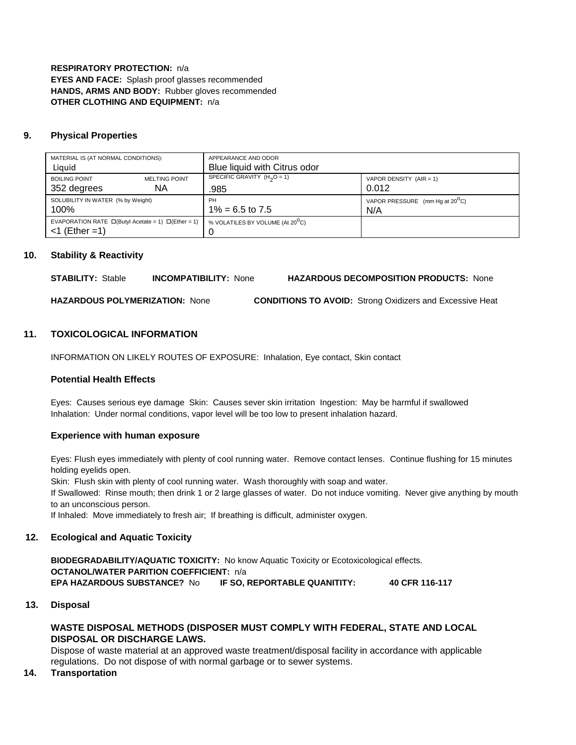**RESPIRATORY PROTECTION:** n/a
**EYES AND FACE:** Splash proof glasses recommended
**HANDS, ARMS AND BODY:** Rubber gloves recommended
**OTHER CLOTHING AND EQUIPMENT:** n/a

## 9. Physical Properties

| MATERIAL IS (AT NORMAL CONDITIONS): Liquid | | APPEARANCE AND ODOR Blue liquid with Citrus odor | |
|---|---|---|---|
| BOILING POINT 352 degrees | MELTING POINT NA | SPECIFIC GRAVITY ($H_2O$ = 1) .985 | VAPOR DENSITY (AIR = 1) 0.012 |
| SOLUBILITY IN WATER (% by Weight) 100% | | PH 1% = 6.5 to 7.5 | VAPOR PRESSURE (mm Hg at 20$^{o}$C) N/A |
| EVAPORATION RATE ☐(Butyl Acetate = 1) ☐(Ether = 1) <1 (Ether =1) | | % VOLATILES BY VOLUME (At 20$^{o}$C) 0 | |

## 10. Stability & Reactivity

**STABILITY:** Stable **INCOMPATIBILITY:** None **HAZARDOUS DECOMPOSITION PRODUCTS:** None

**HAZARDOUS POLYMERIZATION:** None **CONDITIONS TO AVOID:** Strong Oxidizers and Excessive Heat

## 11. TOXICOLOGICAL INFORMATION

INFORMATION ON LIKELY ROUTES OF EXPOSURE: Inhalation, Eye contact, Skin contact

### Potential Health Effects

Eyes: Causes serious eye damage Skin: Causes sever skin irritation Ingestion: May be harmful if swallowed
Inhalation: Under normal conditions, vapor level will be too low to present inhalation hazard.

### Experience with human exposure

Eyes: Flush eyes immediately with plenty of cool running water. Remove contact lenses. Continue flushing for 15 minutes holding eyelids open.
Skin: Flush skin with plenty of cool running water. Wash thoroughly with soap and water.
If Swallowed: Rinse mouth; then drink 1 or 2 large glasses of water. Do not induce vomiting. Never give anything by mouth to an unconscious person.
If Inhaled: Move immediately to fresh air; If breathing is difficult, administer oxygen.

## 12. Ecological and Aquatic Toxicity

**BIODEGRADABILITY/AQUATIC TOXICITY:** No know Aquatic Toxicity or Ecotoxicological effects.
**OCTANOL/WATER PARITION COEFFICIENT:** n/a
**EPA HAZARDOUS SUBSTANCE?** No **IF SO, REPORTABLE QUANITITY:** **40 CFR 116-117**

## 13. Disposal

**WASTE DISPOSAL METHODS (DISPOSER MUST COMPLY WITH FEDERAL, STATE AND LOCAL DISPOSAL OR DISCHARGE LAWS.**
Dispose of waste material at an approved waste treatment/disposal facility in accordance with applicable regulations. Do not dispose of with normal garbage or to sewer systems.

## 14. Transportation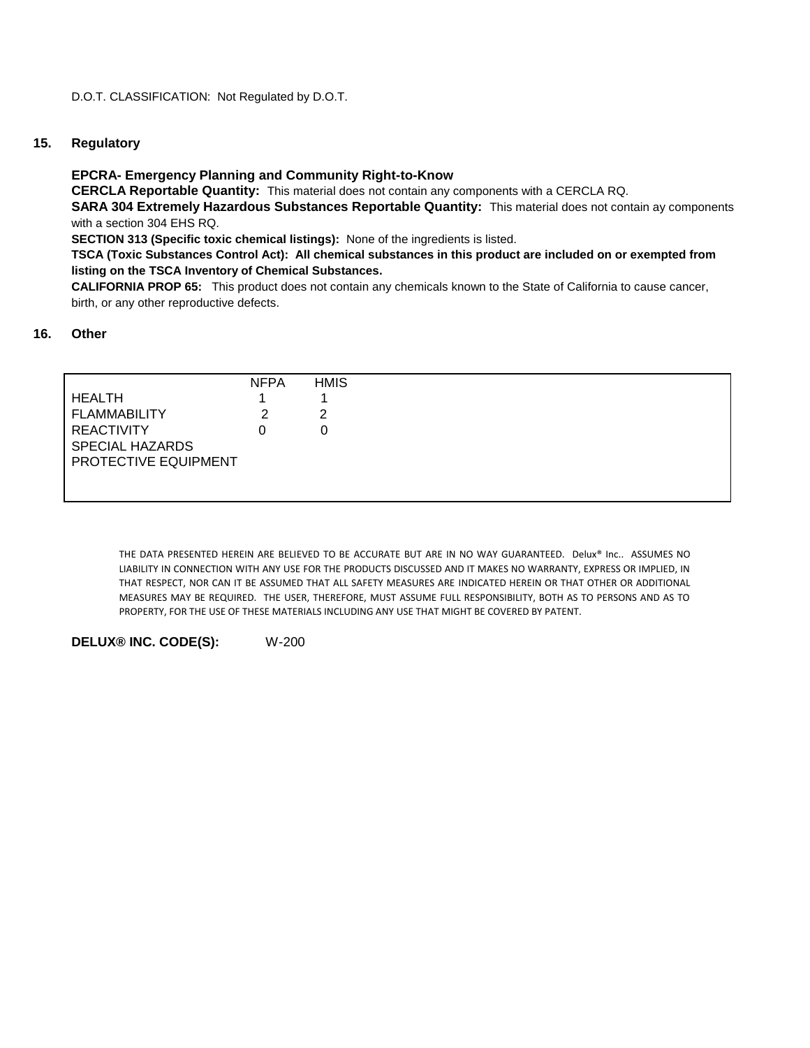D.O.T. CLASSIFICATION: Not Regulated by D.O.T.

## 15. Regulatory

**EPCRA- Emergency Planning and Community Right-to-Know**

**CERCLA Reportable Quantity:** This material does not contain any components with a CERCLA RQ.

**SARA 304 Extremely Hazardous Substances Reportable Quantity:** This material does not contain ay components with a section 304 EHS RQ.

**SECTION 313 (Specific toxic chemical listings):** None of the ingredients is listed.

**TSCA (Toxic Substances Control Act): All chemical substances in this product are included on or exempted from listing on the TSCA Inventory of Chemical Substances.**

**CALIFORNIA PROP 65:** This product does not contain any chemicals known to the State of California to cause cancer, birth, or any other reproductive defects.

## 16. Other

| | NFPA | HMIS |
|---|---|---|
| HEALTH | 1 | 1 |
| FLAMMABILITY | 2 | 2 |
| REACTIVITY | 0 | 0 |
| SPECIAL HAZARDS | | |
| PROTECTIVE EQUIPMENT | | |

THE DATA PRESENTED HEREIN ARE BELIEVED TO BE ACCURATE BUT ARE IN NO WAY GUARANTEED. Delux® Inc.. ASSUMES NO LIABILITY IN CONNECTION WITH ANY USE FOR THE PRODUCTS DISCUSSED AND IT MAKES NO WARRANTY, EXPRESS OR IMPLIED, IN THAT RESPECT, NOR CAN IT BE ASSUMED THAT ALL SAFETY MEASURES ARE INDICATED HEREIN OR THAT OTHER OR ADDITIONAL MEASURES MAY BE REQUIRED. THE USER, THEREFORE, MUST ASSUME FULL RESPONSIBILITY, BOTH AS TO PERSONS AND AS TO PROPERTY, FOR THE USE OF THESE MATERIALS INCLUDING ANY USE THAT MIGHT BE COVERED BY PATENT.

**DELUX® INC. CODE(S):** W-200